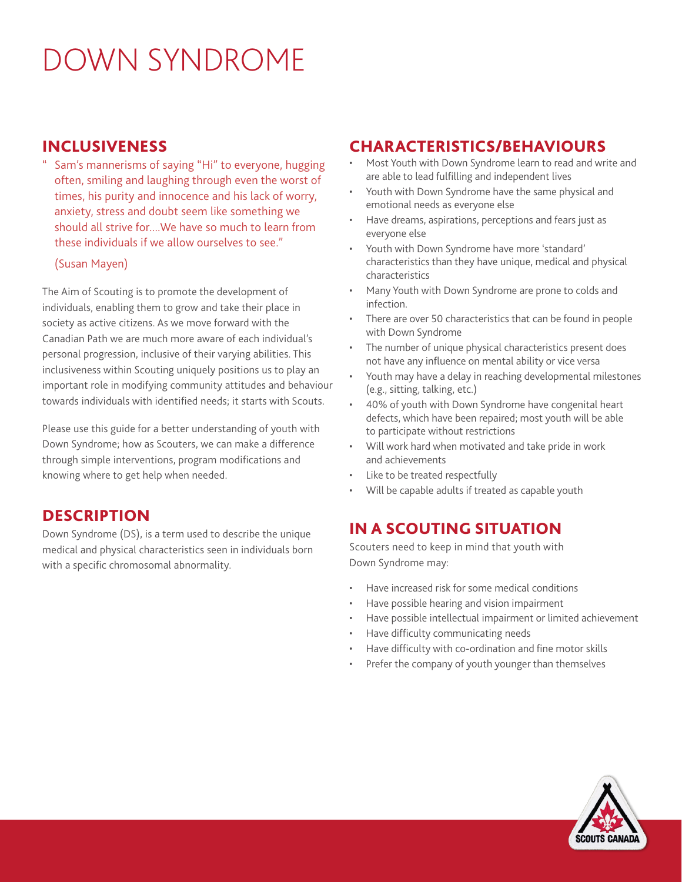# DOWN SYNDROME

## INCLUSIVENESS

> "Sam's mannerisms of saying "Hi" to everyone, hugging often, smiling and laughing through even the worst of times, his purity and innocence and his lack of worry, anxiety, stress and doubt seem like something we should all strive for....We have so much to learn from these individuals if we allow ourselves to see."
>
> (Susan Mayen)

The Aim of Scouting is to promote the development of individuals, enabling them to grow and take their place in society as active citizens. As we move forward with the Canadian Path we are much more aware of each individual's personal progression, inclusive of their varying abilities. This inclusiveness within Scouting uniquely positions us to play an important role in modifying community attitudes and behaviour towards individuals with identified needs; it starts with Scouts.

Please use this guide for a better understanding of youth with Down Syndrome; how as Scouters, we can make a difference through simple interventions, program modifications and knowing where to get help when needed.

## DESCRIPTION

Down Syndrome (DS), is a term used to describe the unique medical and physical characteristics seen in individuals born with a specific chromosomal abnormality.

## CHARACTERISTICS/BEHAVIOURS

- Most Youth with Down Syndrome learn to read and write and are able to lead fulfilling and independent lives
- Youth with Down Syndrome have the same physical and emotional needs as everyone else
- Have dreams, aspirations, perceptions and fears just as everyone else
- Youth with Down Syndrome have more 'standard' characteristics than they have unique, medical and physical characteristics
- Many Youth with Down Syndrome are prone to colds and infection.
- There are over 50 characteristics that can be found in people with Down Syndrome
- The number of unique physical characteristics present does not have any influence on mental ability or vice versa
- Youth may have a delay in reaching developmental milestones (e.g., sitting, talking, etc.)
- 40% of youth with Down Syndrome have congenital heart defects, which have been repaired; most youth will be able to participate without restrictions
- Will work hard when motivated and take pride in work and achievements
- Like to be treated respectfully
- Will be capable adults if treated as capable youth

## IN A SCOUTING SITUATION

Scouters need to keep in mind that youth with Down Syndrome may:

- Have increased risk for some medical conditions
- Have possible hearing and vision impairment
- Have possible intellectual impairment or limited achievement
- Have difficulty communicating needs
- Have difficulty with co-ordination and fine motor skills
- Prefer the company of youth younger than themselves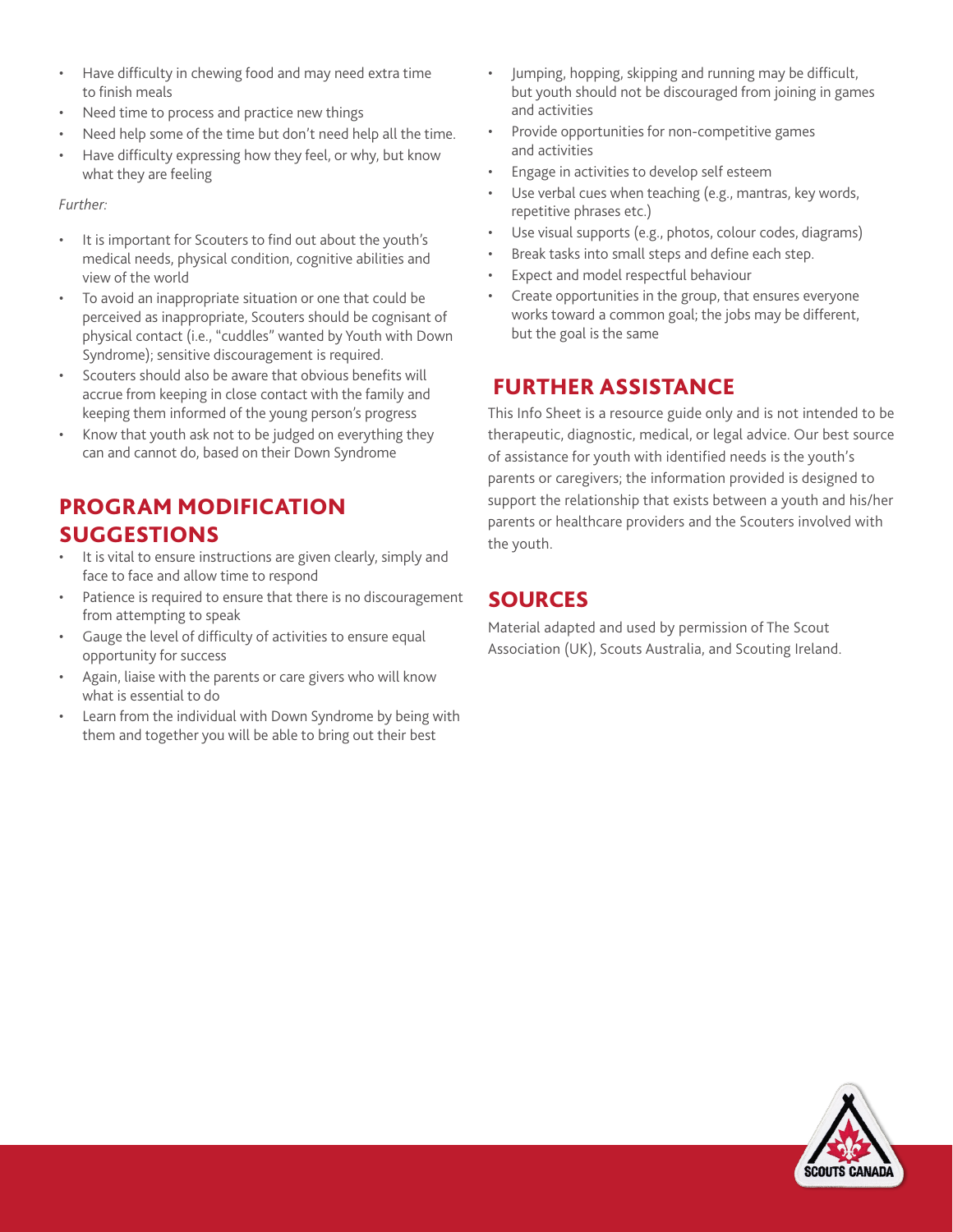- Have difficulty in chewing food and may need extra time to finish meals
- Need time to process and practice new things
- Need help some of the time but don't need help all the time.
- Have difficulty expressing how they feel, or why, but know what they are feeling

*Further:*

- It is important for Scouters to find out about the youth's medical needs, physical condition, cognitive abilities and view of the world
- To avoid an inappropriate situation or one that could be perceived as inappropriate, Scouters should be cognisant of physical contact (i.e., "cuddles" wanted by Youth with Down Syndrome); sensitive discouragement is required.
- Scouters should also be aware that obvious benefits will accrue from keeping in close contact with the family and keeping them informed of the young person's progress
- Know that youth ask not to be judged on everything they can and cannot do, based on their Down Syndrome

## PROGRAM MODIFICATION SUGGESTIONS

- It is vital to ensure instructions are given clearly, simply and face to face and allow time to respond
- Patience is required to ensure that there is no discouragement from attempting to speak
- Gauge the level of difficulty of activities to ensure equal opportunity for success
- Again, liaise with the parents or care givers who will know what is essential to do
- Learn from the individual with Down Syndrome by being with them and together you will be able to bring out their best
- Jumping, hopping, skipping and running may be difficult, but youth should not be discouraged from joining in games and activities
- Provide opportunities for non-competitive games and activities
- Engage in activities to develop self esteem
- Use verbal cues when teaching (e.g., mantras, key words, repetitive phrases etc.)
- Use visual supports (e.g., photos, colour codes, diagrams)
- Break tasks into small steps and define each step.
- Expect and model respectful behaviour
- Create opportunities in the group, that ensures everyone works toward a common goal; the jobs may be different, but the goal is the same

## FURTHER ASSISTANCE

This Info Sheet is a resource guide only and is not intended to be therapeutic, diagnostic, medical, or legal advice. Our best source of assistance for youth with identified needs is the youth's parents or caregivers; the information provided is designed to support the relationship that exists between a youth and his/her parents or healthcare providers and the Scouters involved with the youth.

## SOURCES

Material adapted and used by permission of The Scout Association (UK), Scouts Australia, and Scouting Ireland.